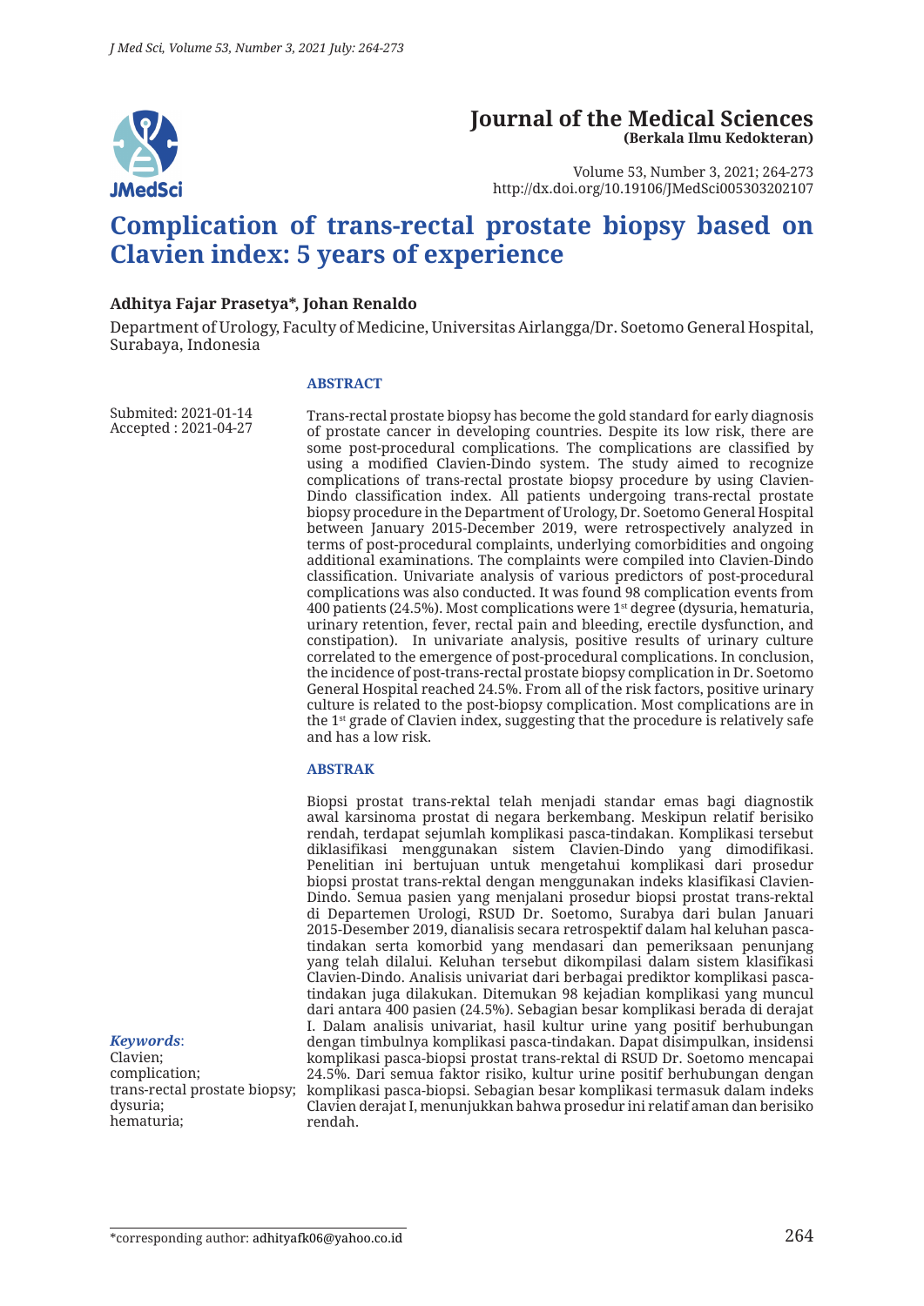# Journal of the Medical Sciences
**(Berkala Ilmu Kedokteran)**

Volume 53, Number 3, 2021; 264-273
http://dx.doi.org/10.19106/JMedSci005303202107

# Complication of trans-rectal prostate biopsy based on Clavien index: 5 years of experience

**Adhitya Fajar Prasetya*, Johan Renaldo**

Department of Urology, Faculty of Medicine, Universitas Airlangga/Dr. Soetomo General Hospital, Surabaya, Indonesia

Submited: 2021-01-14
Accepted : 2021-04-27

## ABSTRACT

Trans-rectal prostate biopsy has become the gold standard for early diagnosis of prostate cancer in developing countries. Despite its low risk, there are some post-procedural complications. The complications are classified by using a modified Clavien-Dindo system. The study aimed to recognize complications of trans-rectal prostate biopsy procedure by using Clavien-Dindo classification index. All patients undergoing trans-rectal prostate biopsy procedure in the Department of Urology, Dr. Soetomo General Hospital between January 2015-December 2019, were retrospectively analyzed in terms of post-procedural complaints, underlying comorbidities and ongoing additional examinations. The complaints were compiled into Clavien-Dindo classification. Univariate analysis of various predictors of post-procedural complications was also conducted. It was found 98 complication events from 400 patients (24.5%). Most complications were 1st degree (dysuria, hematuria, urinary retention, fever, rectal pain and bleeding, erectile dysfunction, and constipation). In univariate analysis, positive results of urinary culture correlated to the emergence of post-procedural complications. In conclusion, the incidence of post-trans-rectal prostate biopsy complication in Dr. Soetomo General Hospital reached 24.5%. From all of the risk factors, positive urinary culture is related to the post-biopsy complication. Most complications are in the 1st grade of Clavien index, suggesting that the procedure is relatively safe and has a low risk.

## ABSTRAK

Biopsi prostat trans-rektal telah menjadi standar emas bagi diagnostik awal karsinoma prostat di negara berkembang. Meskipun relatif berisiko rendah, terdapat sejumlah komplikasi pasca-tindakan. Komplikasi tersebut diklasifikasi menggunakan sistem Clavien-Dindo yang dimodifikasi. Penelitian ini bertujuan untuk mengetahui komplikasi dari prosedur biopsi prostat trans-rektal dengan menggunakan indeks klasifikasi Clavien-Dindo. Semua pasien yang menjalani prosedur biopsi prostat trans-rektal di Departemen Urologi, RSUD Dr. Soetomo, Surabya dari bulan Januari 2015-Desember 2019, dianalisis secara retrospektif dalam hal keluhan pasca-tindakan serta komorbid yang mendasari dan pemeriksaan penunjang yang telah dilalui. Keluhan tersebut dikompilasi dalam sistem klasifikasi Clavien-Dindo. Analisis univariat dari berbagai prediktor komplikasi pasca-tindakan juga dilakukan. Ditemukan 98 kejadian komplikasi yang muncul dari antara 400 pasien (24.5%). Sebagian besar komplikasi berada di derajat I. Dalam analisis univariat, hasil kultur urine yang positif berhubungan dengan timbulnya komplikasi pasca-tindakan. Dapat disimpulkan, insidensi komplikasi pasca-biopsi prostat trans-rektal di RSUD Dr. Soetomo mencapai 24.5%. Dari semua faktor risiko, kultur urine positif berhubungan dengan komplikasi pasca-biopsi. Sebagian besar komplikasi termasuk dalam indeks Clavien derajat I, menunjukkan bahwa prosedur ini relatif aman dan berisiko rendah.

***Keywords***:
Clavien;
complication;
trans-rectal prostate biopsy;
dysuria;
hematuria;

*corresponding author: adhityafk06@yahoo.co.id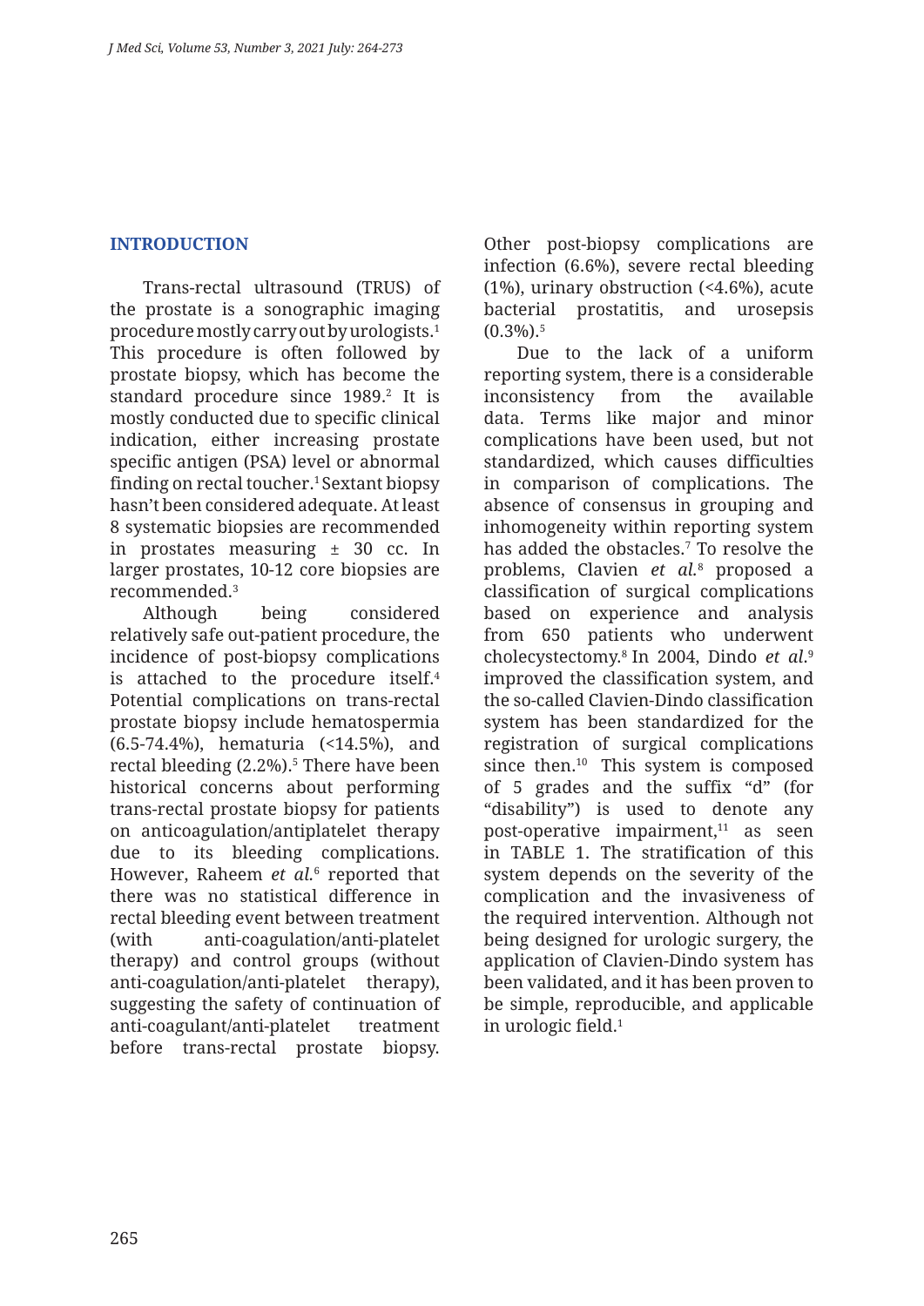## INTRODUCTION

Trans-rectal ultrasound (TRUS) of the prostate is a sonographic imaging procedure mostly carry out by urologists.[1] This procedure is often followed by prostate biopsy, which has become the standard procedure since 1989.[2] It is mostly conducted due to specific clinical indication, either increasing prostate specific antigen (PSA) level or abnormal finding on rectal toucher.[1] Sextant biopsy hasn't been considered adequate. At least 8 systematic biopsies are recommended in prostates measuring ± 30 cc. In larger prostates, 10-12 core biopsies are recommended.[3]

Although being considered relatively safe out-patient procedure, the incidence of post-biopsy complications is attached to the procedure itself.[4] Potential complications on trans-rectal prostate biopsy include hematospermia (6.5-74.4%), hematuria (<14.5%), and rectal bleeding (2.2%).[5] There have been historical concerns about performing trans-rectal prostate biopsy for patients on anticoagulation/antiplatelet therapy due to its bleeding complications. However, Raheem *et al.*[6] reported that there was no statistical difference in rectal bleeding event between treatment (with anti-coagulation/anti-platelet therapy) and control groups (without anti-coagulation/anti-platelet therapy), suggesting the safety of continuation of anti-coagulant/anti-platelet treatment before trans-rectal prostate biopsy. Other post-biopsy complications are infection (6.6%), severe rectal bleeding (1%), urinary obstruction (<4.6%), acute bacterial prostatitis, and urosepsis (0.3%).[5]

Due to the lack of a uniform reporting system, there is a considerable inconsistency from the available data. Terms like major and minor complications have been used, but not standardized, which causes difficulties in comparison of complications. The absence of consensus in grouping and inhomogeneity within reporting system has added the obstacles.[7] To resolve the problems, Clavien *et al.*[8] proposed a classification of surgical complications based on experience and analysis from 650 patients who underwent cholecystectomy.[8] In 2004, Dindo *et al.*[9] improved the classification system, and the so-called Clavien-Dindo classification system has been standardized for the registration of surgical complications since then.[10] This system is composed of 5 grades and the suffix "d" (for "disability") is used to denote any post-operative impairment,[11] as seen in TABLE 1. The stratification of this system depends on the severity of the complication and the invasiveness of the required intervention. Although not being designed for urologic surgery, the application of Clavien-Dindo system has been validated, and it has been proven to be simple, reproducible, and applicable in urologic field.[1]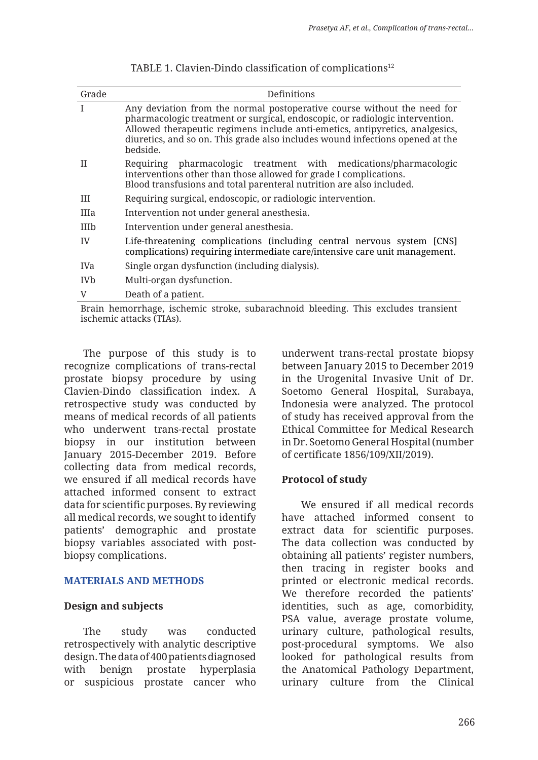TABLE 1. Clavien-Dindo classification of complications[12]

| Grade | Definitions |
|---|---|
| I | Any deviation from the normal postoperative course without the need for pharmacologic treatment or surgical, endoscopic, or radiologic intervention. Allowed therapeutic regimens include anti-emetics, antipyretics, analgesics, diuretics, and so on. This grade also includes wound infections opened at the bedside. |
| II | Requiring pharmacologic treatment with medications/pharmacologic interventions other than those allowed for grade I complications. Blood transfusions and total parenteral nutrition are also included. |
| III | Requiring surgical, endoscopic, or radiologic intervention. |
| IIIa | Intervention not under general anesthesia. |
| IIIb | Intervention under general anesthesia. |
| IV | Life-threatening complications (including central nervous system [CNS] complications) requiring intermediate care/intensive care unit management. |
| IVa | Single organ dysfunction (including dialysis). |
| IVb | Multi-organ dysfunction. |
| V | Death of a patient. |

Brain hemorrhage, ischemic stroke, subarachnoid bleeding. This excludes transient ischemic attacks (TIAs).

The purpose of this study is to recognize complications of trans-rectal prostate biopsy procedure by using Clavien-Dindo classification index. A retrospective study was conducted by means of medical records of all patients who underwent trans-rectal prostate biopsy in our institution between January 2015-December 2019. Before collecting data from medical records, we ensured if all medical records have attached informed consent to extract data for scientific purposes. By reviewing all medical records, we sought to identify patients' demographic and prostate biopsy variables associated with post-biopsy complications.

## MATERIALS AND METHODS

### Design and subjects

The study was conducted retrospectively with analytic descriptive design. The data of 400 patients diagnosed with benign prostate hyperplasia or suspicious prostate cancer who underwent trans-rectal prostate biopsy between January 2015 to December 2019 in the Urogenital Invasive Unit of Dr. Soetomo General Hospital, Surabaya, Indonesia were analyzed. The protocol of study has received approval from the Ethical Committee for Medical Research in Dr. Soetomo General Hospital (number of certificate 1856/109/XII/2019).

### Protocol of study

We ensured if all medical records have attached informed consent to extract data for scientific purposes. The data collection was conducted by obtaining all patients' register numbers, then tracing in register books and printed or electronic medical records. We therefore recorded the patients' identities, such as age, comorbidity, PSA value, average prostate volume, urinary culture, pathological results, post-procedural symptoms. We also looked for pathological results from the Anatomical Pathology Department, urinary culture from the Clinical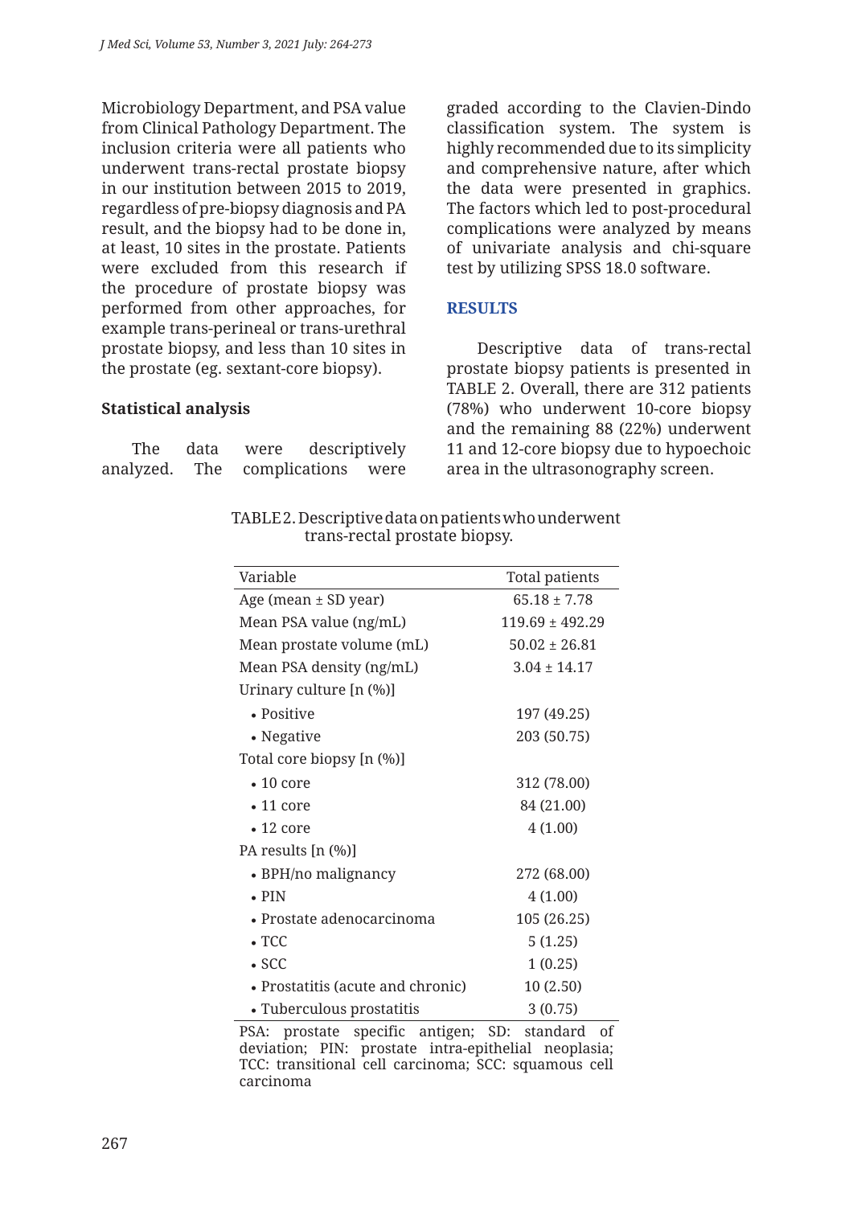Microbiology Department, and PSA value from Clinical Pathology Department. The inclusion criteria were all patients who underwent trans-rectal prostate biopsy in our institution between 2015 to 2019, regardless of pre-biopsy diagnosis and PA result, and the biopsy had to be done in, at least, 10 sites in the prostate. Patients were excluded from this research if the procedure of prostate biopsy was performed from other approaches, for example trans-perineal or trans-urethral prostate biopsy, and less than 10 sites in the prostate (eg. sextant-core biopsy).

### Statistical analysis

The data were descriptively analyzed. The complications were graded according to the Clavien-Dindo classification system. The system is highly recommended due to its simplicity and comprehensive nature, after which the data were presented in graphics. The factors which led to post-procedural complications were analyzed by means of univariate analysis and chi-square test by utilizing SPSS 18.0 software.

## RESULTS

Descriptive data of trans-rectal prostate biopsy patients is presented in TABLE 2. Overall, there are 312 patients (78%) who underwent 10-core biopsy and the remaining 88 (22%) underwent 11 and 12-core biopsy due to hypoechoic area in the ultrasonography screen.

TABLE 2. Descriptive data on patients who underwent trans-rectal prostate biopsy.

| Variable | Total patients |
|---|---|
| Age (mean ± SD year) | 65.18 ± 7.78 |
| Mean PSA value (ng/mL) | 119.69 ± 492.29 |
| Mean prostate volume (mL) | 50.02 ± 26.81 |
| Mean PSA density (ng/mL) | 3.04 ± 14.17 |
| Urinary culture [n (%)] | |
| • Positive | 197 (49.25) |
| • Negative | 203 (50.75) |
| Total core biopsy [n (%)] | |
| • 10 core | 312 (78.00) |
| • 11 core | 84 (21.00) |
| • 12 core | 4 (1.00) |
| PA results [n (%)] | |
| • BPH/no malignancy | 272 (68.00) |
| • PIN | 4 (1.00) |
| • Prostate adenocarcinoma | 105 (26.25) |
| • TCC | 5 (1.25) |
| • SCC | 1 (0.25) |
| • Prostatitis (acute and chronic) | 10 (2.50) |
| • Tuberculous prostatitis | 3 (0.75) |

PSA: prostate specific antigen; SD: standard of deviation; PIN: prostate intra-epithelial neoplasia; TCC: transitional cell carcinoma; SCC: squamous cell carcinoma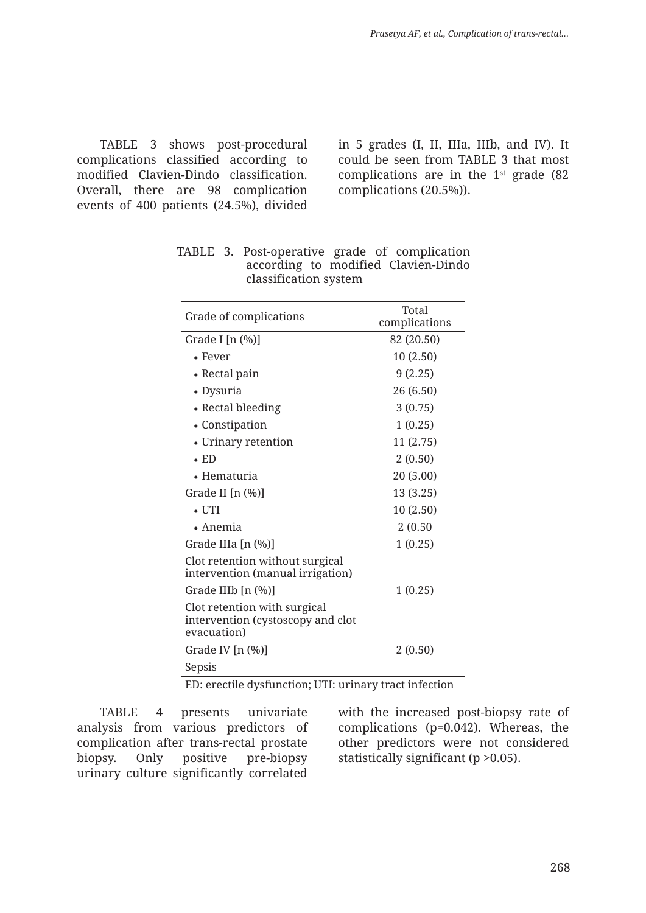TABLE 3 shows post-procedural complications classified according to modified Clavien-Dindo classification. Overall, there are 98 complication events of 400 patients (24.5%), divided in 5 grades (I, II, IIIa, IIIb, and IV). It could be seen from TABLE 3 that most complications are in the 1st grade (82 complications (20.5%)).

TABLE 3. Post-operative grade of complication according to modified Clavien-Dindo classification system

| Grade of complications | Total complications |
|---|---|
| Grade I [n (%)] | 82 (20.50) |
| • Fever | 10 (2.50) |
| • Rectal pain | 9 (2.25) |
| • Dysuria | 26 (6.50) |
| • Rectal bleeding | 3 (0.75) |
| • Constipation | 1 (0.25) |
| • Urinary retention | 11 (2.75) |
| • ED | 2 (0.50) |
| • Hematuria | 20 (5.00) |
| Grade II [n (%)] | 13 (3.25) |
| • UTI | 10 (2.50) |
| • Anemia | 2 (0.50 |
| Grade IIIa [n (%)] | 1 (0.25) |
| Clot retention without surgical intervention (manual irrigation) | |
| Grade IIIb [n (%)] | 1 (0.25) |
| Clot retention with surgical intervention (cystoscopy and clot evacuation) | |
| Grade IV [n (%)] | 2 (0.50) |
| Sepsis | |

ED: erectile dysfunction; UTI: urinary tract infection

TABLE 4 presents univariate analysis from various predictors of complication after trans-rectal prostate biopsy. Only positive pre-biopsy urinary culture significantly correlated with the increased post-biopsy rate of complications (p=0.042). Whereas, the other predictors were not considered statistically significant (p >0.05).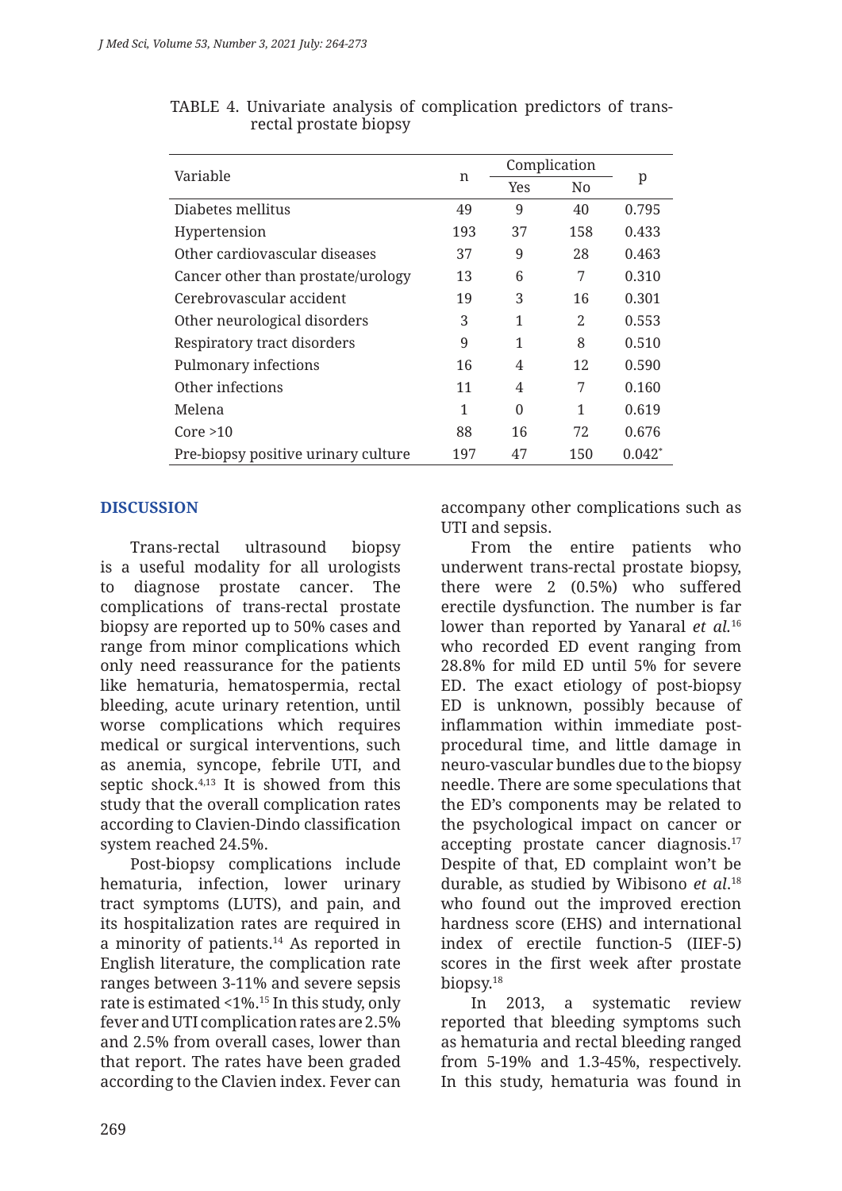TABLE 4. Univariate analysis of complication predictors of trans-rectal prostate biopsy

| Variable | n | Complication | | p |
|---|---|---|---|---|
| | | Yes | No | |
| Diabetes mellitus | 49 | 9 | 40 | 0.795 |
| Hypertension | 193 | 37 | 158 | 0.433 |
| Other cardiovascular diseases | 37 | 9 | 28 | 0.463 |
| Cancer other than prostate/urology | 13 | 6 | 7 | 0.310 |
| Cerebrovascular accident | 19 | 3 | 16 | 0.301 |
| Other neurological disorders | 3 | 1 | 2 | 0.553 |
| Respiratory tract disorders | 9 | 1 | 8 | 0.510 |
| Pulmonary infections | 16 | 4 | 12 | 0.590 |
| Other infections | 11 | 4 | 7 | 0.160 |
| Melena | 1 | 0 | 1 | 0.619 |
| Core >10 | 88 | 16 | 72 | 0.676 |
| Pre-biopsy positive urinary culture | 197 | 47 | 150 | 0.042* |

## DISCUSSION

Trans-rectal ultrasound biopsy is a useful modality for all urologists to diagnose prostate cancer. The complications of trans-rectal prostate biopsy are reported up to 50% cases and range from minor complications which only need reassurance for the patients like hematuria, hematospermia, rectal bleeding, acute urinary retention, until worse complications which requires medical or surgical interventions, such as anemia, syncope, febrile UTI, and septic shock.[4,13] It is showed from this study that the overall complication rates according to Clavien-Dindo classification system reached 24.5%.

Post-biopsy complications include hematuria, infection, lower urinary tract symptoms (LUTS), and pain, and its hospitalization rates are required in a minority of patients.[14] As reported in English literature, the complication rate ranges between 3-11% and severe sepsis rate is estimated <1%.[15] In this study, only fever and UTI complication rates are 2.5% and 2.5% from overall cases, lower than that report. The rates have been graded according to the Clavien index. Fever can accompany other complications such as UTI and sepsis.

From the entire patients who underwent trans-rectal prostate biopsy, there were 2 (0.5%) who suffered erectile dysfunction. The number is far lower than reported by Yanaral *et al.*[16] who recorded ED event ranging from 28.8% for mild ED until 5% for severe ED. The exact etiology of post-biopsy ED is unknown, possibly because of inflammation within immediate post-procedural time, and little damage in neuro-vascular bundles due to the biopsy needle. There are some speculations that the ED's components may be related to the psychological impact on cancer or accepting prostate cancer diagnosis.[17] Despite of that, ED complaint won't be durable, as studied by Wibisono *et al.*[18] who found out the improved erection hardness score (EHS) and international index of erectile function-5 (IIEF-5) scores in the first week after prostate biopsy.[18]

In 2013, a systematic review reported that bleeding symptoms such as hematuria and rectal bleeding ranged from 5-19% and 1.3-45%, respectively. In this study, hematuria was found in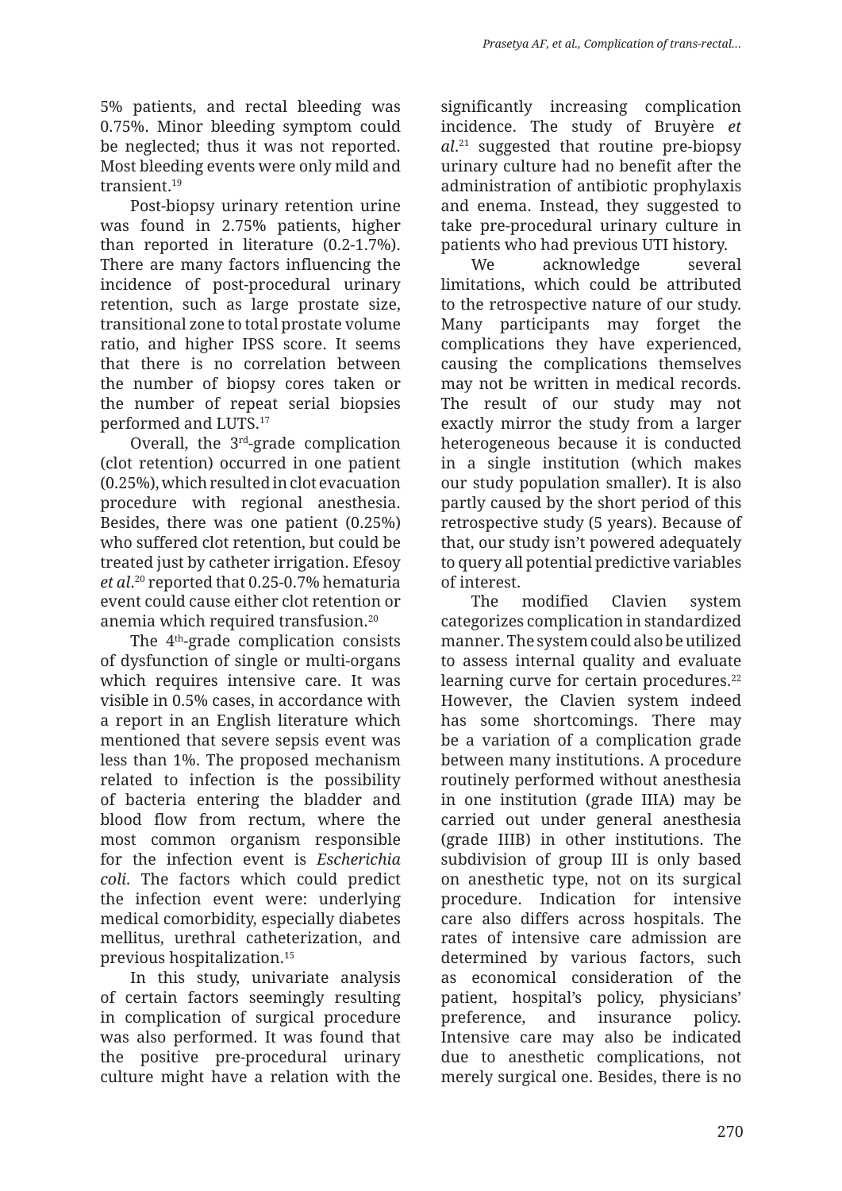5% patients, and rectal bleeding was 0.75%. Minor bleeding symptom could be neglected; thus it was not reported. Most bleeding events were only mild and transient.[19]

Post-biopsy urinary retention urine was found in 2.75% patients, higher than reported in literature (0.2-1.7%). There are many factors influencing the incidence of post-procedural urinary retention, such as large prostate size, transitional zone to total prostate volume ratio, and higher IPSS score. It seems that there is no correlation between the number of biopsy cores taken or the number of repeat serial biopsies performed and LUTS.[17]

Overall, the 3rd-grade complication (clot retention) occurred in one patient (0.25%), which resulted in clot evacuation procedure with regional anesthesia. Besides, there was one patient (0.25%) who suffered clot retention, but could be treated just by catheter irrigation. Efesoy *et al*.[20] reported that 0.25-0.7% hematuria event could cause either clot retention or anemia which required transfusion.[20]

The 4th-grade complication consists of dysfunction of single or multi-organs which requires intensive care. It was visible in 0.5% cases, in accordance with a report in an English literature which mentioned that severe sepsis event was less than 1%. The proposed mechanism related to infection is the possibility of bacteria entering the bladder and blood flow from rectum, where the most common organism responsible for the infection event is *Escherichia coli*. The factors which could predict the infection event were: underlying medical comorbidity, especially diabetes mellitus, urethral catheterization, and previous hospitalization.[15]

In this study, univariate analysis of certain factors seemingly resulting in complication of surgical procedure was also performed. It was found that the positive pre-procedural urinary culture might have a relation with the significantly increasing complication incidence. The study of Bruyère *et al*.[21] suggested that routine pre-biopsy urinary culture had no benefit after the administration of antibiotic prophylaxis and enema. Instead, they suggested to take pre-procedural urinary culture in patients who had previous UTI history.

We acknowledge several limitations, which could be attributed to the retrospective nature of our study. Many participants may forget the complications they have experienced, causing the complications themselves may not be written in medical records. The result of our study may not exactly mirror the study from a larger heterogeneous because it is conducted in a single institution (which makes our study population smaller). It is also partly caused by the short period of this retrospective study (5 years). Because of that, our study isn't powered adequately to query all potential predictive variables of interest.

The modified Clavien system categorizes complication in standardized manner. The system could also be utilized to assess internal quality and evaluate learning curve for certain procedures.[22] However, the Clavien system indeed has some shortcomings. There may be a variation of a complication grade between many institutions. A procedure routinely performed without anesthesia in one institution (grade IIIA) may be carried out under general anesthesia (grade IIIB) in other institutions. The subdivision of group III is only based on anesthetic type, not on its surgical procedure. Indication for intensive care also differs across hospitals. The rates of intensive care admission are determined by various factors, such as economical consideration of the patient, hospital's policy, physicians' preference, and insurance policy. Intensive care may also be indicated due to anesthetic complications, not merely surgical one. Besides, there is no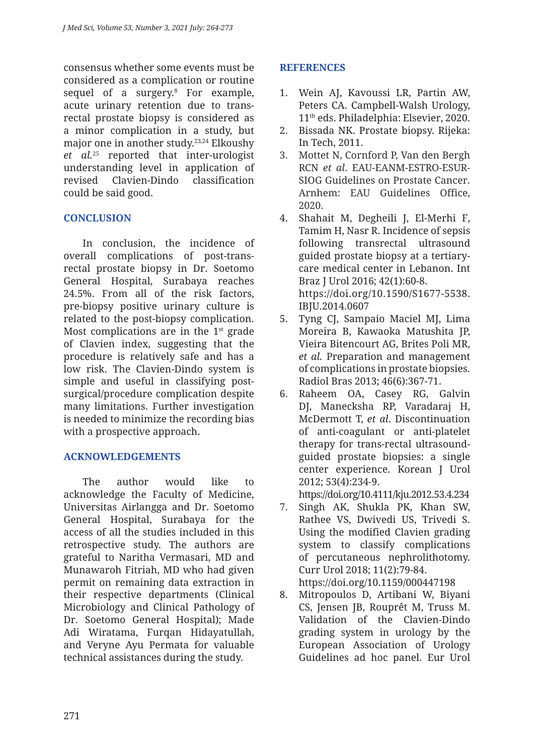consensus whether some events must be considered as a complication or routine sequel of a surgery.[8] For example, acute urinary retention due to trans-rectal prostate biopsy is considered as a minor complication in a study, but major one in another study.[23,24] Elkoushy *et al.*[25] reported that inter-urologist understanding level in application of revised Clavien-Dindo classification could be said good.

## CONCLUSION

In conclusion, the incidence of overall complications of post-trans-rectal prostate biopsy in Dr. Soetomo General Hospital, Surabaya reaches 24.5%. From all of the risk factors, pre-biopsy positive urinary culture is related to the post-biopsy complication. Most complications are in the 1st grade of Clavien index, suggesting that the procedure is relatively safe and has a low risk. The Clavien-Dindo system is simple and useful in classifying post-surgical/procedure complication despite many limitations. Further investigation is needed to minimize the recording bias with a prospective approach.

## ACKNOWLEDGEMENTS

The author would like to acknowledge the Faculty of Medicine, Universitas Airlangga and Dr. Soetomo General Hospital, Surabaya for the access of all the studies included in this retrospective study. The authors are grateful to Naritha Vermasari, MD and Munawaroh Fitriah, MD who had given permit on remaining data extraction in their respective departments (Clinical Microbiology and Clinical Pathology of Dr. Soetomo General Hospital); Made Adi Wiratama, Furqan Hidayatullah, and Veryne Ayu Permata for valuable technical assistances during the study.

## REFERENCES

1. Wein AJ, Kavoussi LR, Partin AW, Peters CA. Campbell-Walsh Urology, 11th eds. Philadelphia: Elsevier, 2020.
2. Bissada NK. Prostate biopsy. Rijeka: In Tech, 2011.
3. Mottet N, Cornford P, Van den Bergh RCN *et al*. EAU-EANM-ESTRO-ESUR-SIOG Guidelines on Prostate Cancer. Arnhem: EAU Guidelines Office, 2020.
4. Shahait M, Degheili J, El-Merhi F, Tamim H, Nasr R. Incidence of sepsis following transrectal ultrasound guided prostate biopsy at a tertiary-care medical center in Lebanon. Int Braz J Urol 2016; 42(1):60-8. https://doi.org/10.1590/S1677-5538.IBJU.2014.0607
5. Tyng CJ, Sampaio Maciel MJ, Lima Moreira B, Kawaoka Matushita JP, Vieira Bitencourt AG, Brites Poli MR, *et al.* Preparation and management of complications in prostate biopsies. Radiol Bras 2013; 46(6):367-71.
6. Raheem OA, Casey RG, Galvin DJ, Manecksha RP, Varadaraj H, McDermott T, *et al*. Discontinuation of anti-coagulant or anti-platelet therapy for trans-rectal ultrasound-guided prostate biopsies: a single center experience. Korean J Urol 2012; 53(4):234-9. https://doi.org/10.4111/kju.2012.53.4.234
7. Singh AK, Shukla PK, Khan SW, Rathee VS, Dwivedi US, Trivedi S. Using the modified Clavien grading system to classify complications of percutaneous nephrolithotomy. Curr Urol 2018; 11(2):79-84. https://doi.org/10.1159/000447198
8. Mitropoulos D, Artibani W, Biyani CS, Jensen JB, Rouprêt M, Truss M. Validation of the Clavien-Dindo grading system in urology by the European Association of Urology Guidelines ad hoc panel. Eur Urol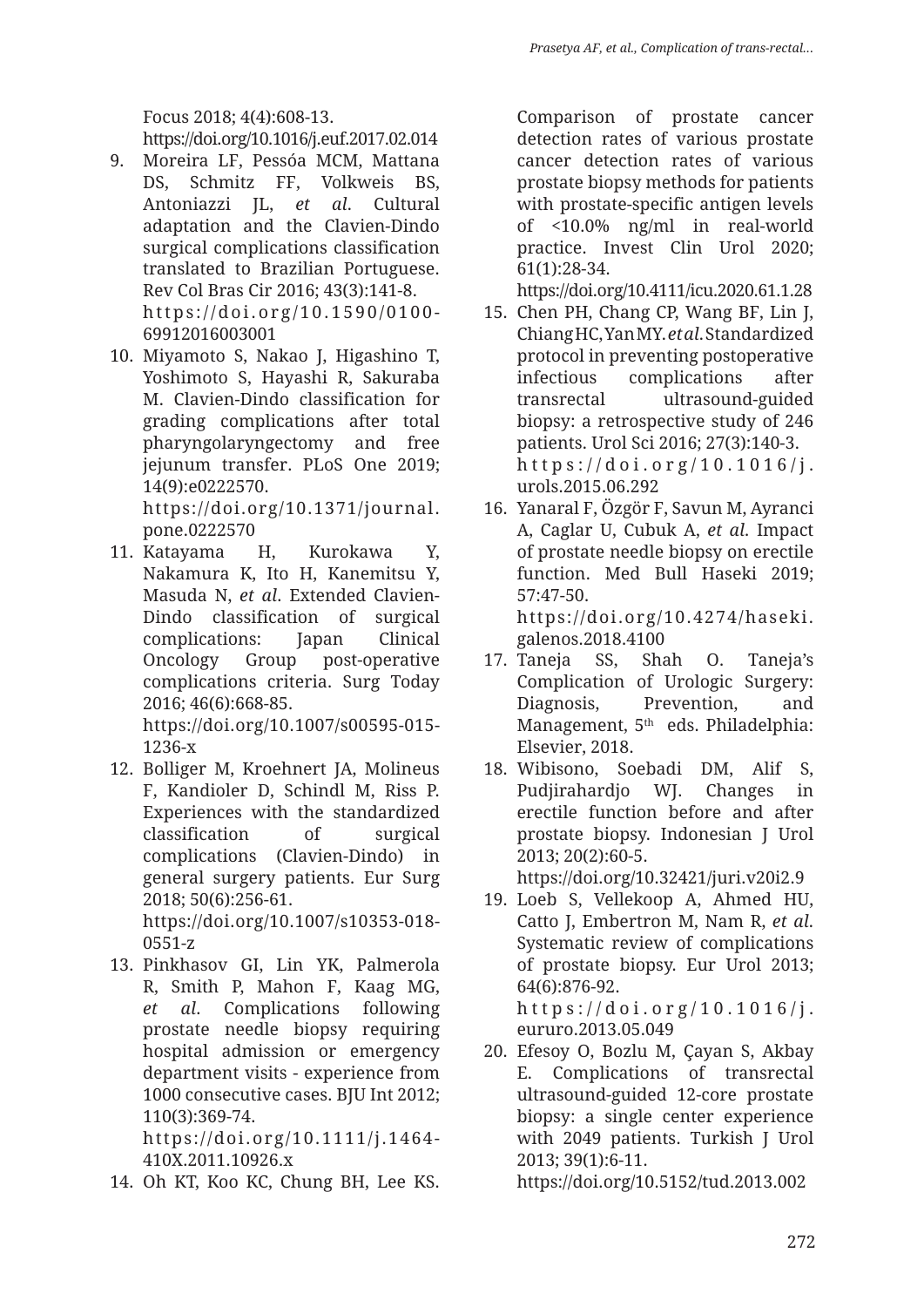Focus 2018; 4(4):608-13. https://doi.org/10.1016/j.euf.2017.02.014

9. Moreira LF, Pessóa MCM, Mattana DS, Schmitz FF, Volkweis BS, Antoniazzi JL, *et al*. Cultural adaptation and the Clavien-Dindo surgical complications classification translated to Brazilian Portuguese. Rev Col Bras Cir 2016; 43(3):141-8. https://doi.org/10.1590/0100-69912016003001
10. Miyamoto S, Nakao J, Higashino T, Yoshimoto S, Hayashi R, Sakuraba M. Clavien-Dindo classification for grading complications after total pharyngolaryngectomy and free jejunum transfer. PLoS One 2019; 14(9):e0222570. https://doi.org/10.1371/journal.pone.0222570
11. Katayama H, Kurokawa Y, Nakamura K, Ito H, Kanemitsu Y, Masuda N, *et al*. Extended Clavien-Dindo classification of surgical complications: Japan Clinical Oncology Group post-operative complications criteria. Surg Today 2016; 46(6):668-85. https://doi.org/10.1007/s00595-015-1236-x
12. Bolliger M, Kroehnert JA, Molineus F, Kandioler D, Schindl M, Riss P. Experiences with the standardized classification of surgical complications (Clavien-Dindo) in general surgery patients. Eur Surg 2018; 50(6):256-61. https://doi.org/10.1007/s10353-018-0551-z
13. Pinkhasov GI, Lin YK, Palmerola R, Smith P, Mahon F, Kaag MG, *et al*. Complications following prostate needle biopsy requiring hospital admission or emergency department visits - experience from 1000 consecutive cases. BJU Int 2012; 110(3):369-74. https://doi.org/10.1111/j.1464-410X.2011.10926.x
14. Oh KT, Koo KC, Chung BH, Lee KS. Comparison of prostate cancer detection rates of various prostate cancer detection rates of various prostate biopsy methods for patients with prostate-specific antigen levels of <10.0% ng/ml in real-world practice. Invest Clin Urol 2020; 61(1):28-34. https://doi.org/10.4111/icu.2020.61.1.28
15. Chen PH, Chang CP, Wang BF, Lin J, Chiang HC, Yan MY. *et al*. Standardized protocol in preventing postoperative infectious complications after transrectal ultrasound-guided biopsy: a retrospective study of 246 patients. Urol Sci 2016; 27(3):140-3. https://doi.org/10.1016/j.urols.2015.06.292
16. Yanaral F, Özgör F, Savun M, Ayranci A, Caglar U, Cubuk A, *et al*. Impact of prostate needle biopsy on erectile function. Med Bull Haseki 2019; 57:47-50. https://doi.org/10.4274/haseki.galenos.2018.4100
17. Taneja SS, Shah O. Taneja's Complication of Urologic Surgery: Diagnosis, Prevention, and Management, 5th eds. Philadelphia: Elsevier, 2018.
18. Wibisono, Soebadi DM, Alif S, Pudjirahardjo WJ. Changes in erectile function before and after prostate biopsy. Indonesian J Urol 2013; 20(2):60-5. https://doi.org/10.32421/juri.v20i2.9
19. Loeb S, Vellekoop A, Ahmed HU, Catto J, Embertron M, Nam R, *et al*. Systematic review of complications of prostate biopsy. Eur Urol 2013; 64(6):876-92. https://doi.org/10.1016/j.eururo.2013.05.049
20. Efesoy O, Bozlu M, Çayan S, Akbay E. Complications of transrectal ultrasound-guided 12-core prostate biopsy: a single center experience with 2049 patients. Turkish J Urol 2013; 39(1):6-11. https://doi.org/10.5152/tud.2013.002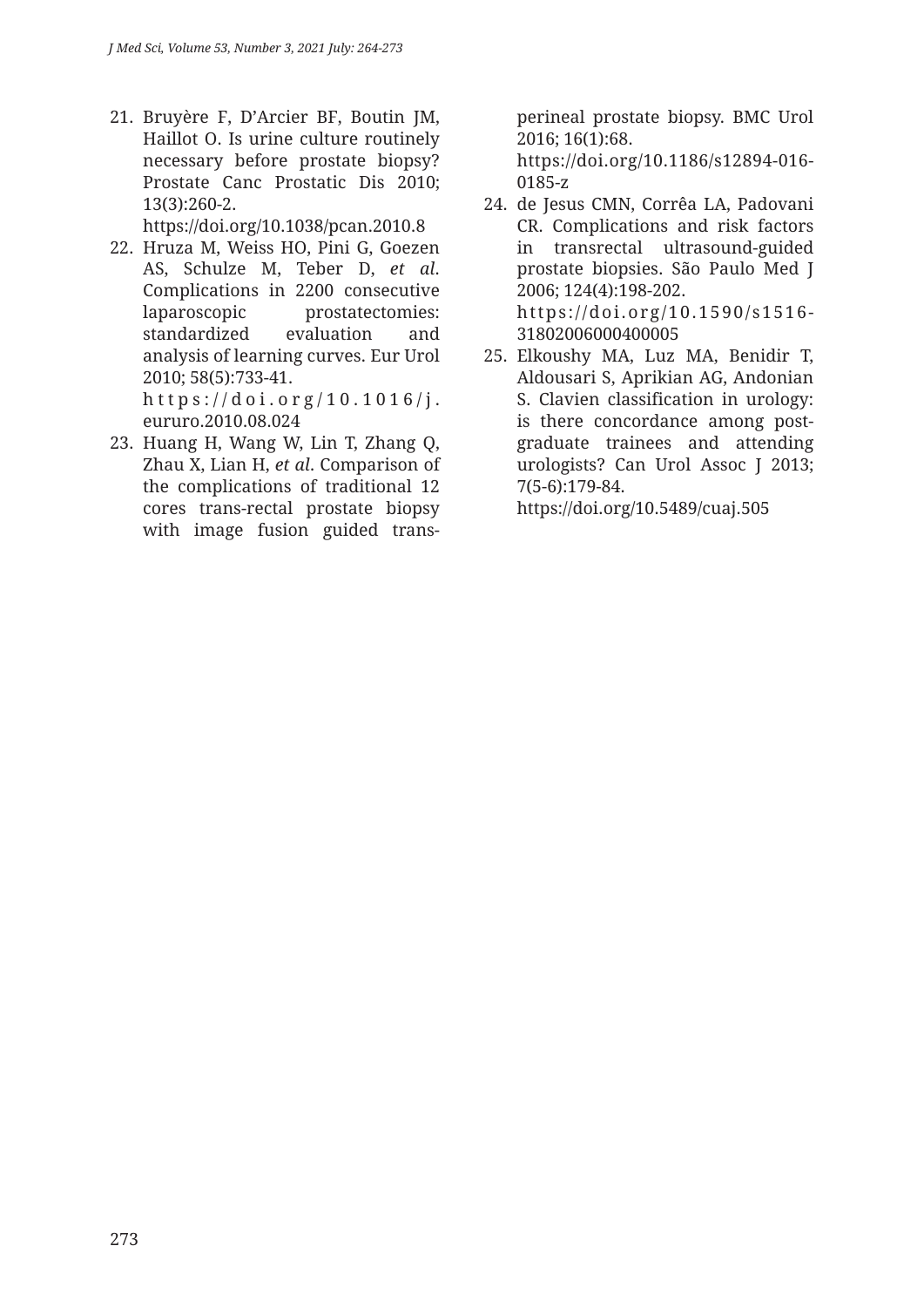21. Bruyère F, D'Arcier BF, Boutin JM, Haillot O. Is urine culture routinely necessary before prostate biopsy? Prostate Canc Prostatic Dis 2010; 13(3):260-2.
    https://doi.org/10.1038/pcan.2010.8
22. Hruza M, Weiss HO, Pini G, Goezen AS, Schulze M, Teber D, *et al*. Complications in 2200 consecutive laparoscopic prostatectomies: standardized evaluation and analysis of learning curves. Eur Urol 2010; 58(5):733-41.
    https://doi.org/10.1016/j.eururo.2010.08.024
23. Huang H, Wang W, Lin T, Zhang Q, Zhau X, Lian H, *et al*. Comparison of the complications of traditional 12 cores trans-rectal prostate biopsy with image fusion guided trans-perineal prostate biopsy. BMC Urol 2016; 16(1):68.
    https://doi.org/10.1186/s12894-016-0185-z
24. de Jesus CMN, Corrêa LA, Padovani CR. Complications and risk factors in transrectal ultrasound-guided prostate biopsies. São Paulo Med J 2006; 124(4):198-202.
    https://doi.org/10.1590/s1516-31802006000400005
25. Elkoushy MA, Luz MA, Benidir T, Aldousari S, Aprikian AG, Andonian S. Clavien classification in urology: is there concordance among post-graduate trainees and attending urologists? Can Urol Assoc J 2013; 7(5-6):179-84.
    https://doi.org/10.5489/cuaj.505